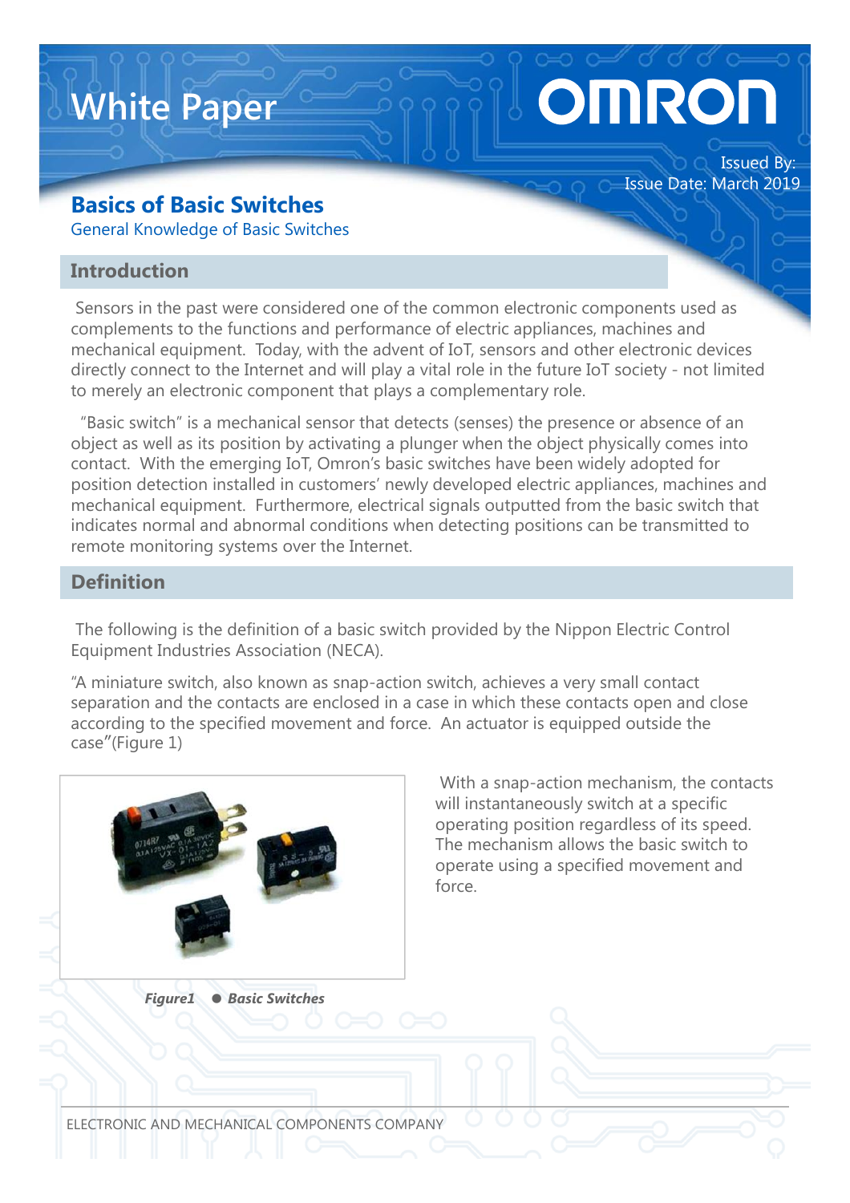White Paper

OMRON

Issued By:
Issue Date: March 2019

# Basics of Basic Switches

General Knowledge of Basic Switches

## Introduction

Sensors in the past were considered one of the common electronic components used as complements to the functions and performance of electric appliances, machines and mechanical equipment. Today, with the advent of IoT, sensors and other electronic devices directly connect to the Internet and will play a vital role in the future IoT society - not limited to merely an electronic component that plays a complementary role.

"Basic switch" is a mechanical sensor that detects (senses) the presence or absence of an object as well as its position by activating a plunger when the object physically comes into contact. With the emerging IoT, Omron's basic switches have been widely adopted for position detection installed in customers' newly developed electric appliances, machines and mechanical equipment. Furthermore, electrical signals outputted from the basic switch that indicates normal and abnormal conditions when detecting positions can be transmitted to remote monitoring systems over the Internet.

## Definition

The following is the definition of a basic switch provided by the Nippon Electric Control Equipment Industries Association (NECA).

"A miniature switch, also known as snap-action switch, achieves a very small contact separation and the contacts are enclosed in a case in which these contacts open and close according to the specified movement and force. An actuator is equipped outside the case"(Figure 1)

With a snap-action mechanism, the contacts will instantaneously switch at a specific operating position regardless of its speed. The mechanism allows the basic switch to operate using a specified movement and force.

*Figure1 ● Basic Switches*

ELECTRONIC AND MECHANICAL COMPONENTS COMPANY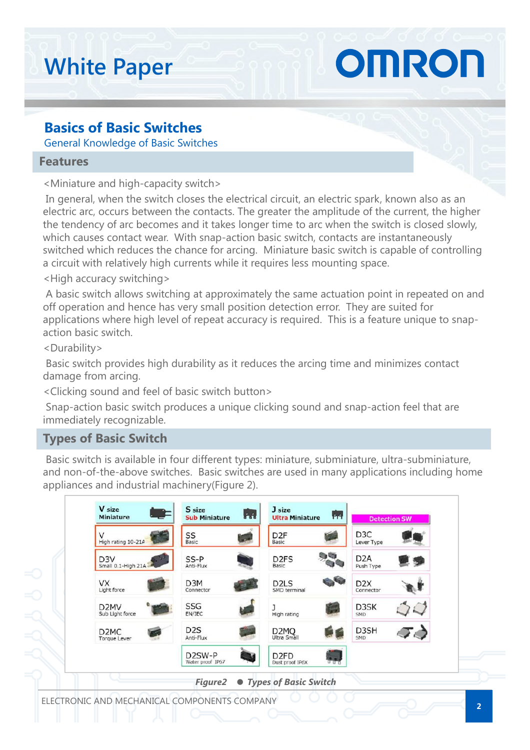# White Paper

## Basics of Basic Switches

General Knowledge of Basic Switches

### Features

<Miniature and high-capacity switch>

In general, when the switch closes the electrical circuit, an electric spark, known also as an electric arc, occurs between the contacts. The greater the amplitude of the current, the higher the tendency of arc becomes and it takes longer time to arc when the switch is closed slowly, which causes contact wear. With snap-action basic switch, contacts are instantaneously switched which reduces the chance for arcing. Miniature basic switch is capable of controlling a circuit with relatively high currents while it requires less mounting space.

<High accuracy switching>

A basic switch allows switching at approximately the same actuation point in repeated on and off operation and hence has very small position detection error. They are suited for applications where high level of repeat accuracy is required. This is a feature unique to snap-action basic switch.

<Durability>

Basic switch provides high durability as it reduces the arcing time and minimizes contact damage from arcing.

<Clicking sound and feel of basic switch button>

Snap-action basic switch produces a unique clicking sound and snap-action feel that are immediately recognizable.

### Types of Basic Switch

Basic switch is available in four different types: miniature, subminiature, ultra-subminiature, and non-of-the-above switches. Basic switches are used in many applications including home appliances and industrial machinery(Figure 2).

| V size Miniature | S size Sub Miniature | J size Ultra Miniature | Detection SW |
|---|---|---|---|
| V High rating 10-21A | SS Basic | D2F Basic | D3C Lever Type |
| D3V Small 0.1-High 21A | SS-P Anti-Flux | D2FS Basic | D2A Push Type |
| VX Light force | D3M Connector | D2LS SMD terminal | D2X Connector |
| D2MV Sub Light force | SSG EN/IEC | J High rating | D3SK SMD |
| D2MC Torque Lever | D2S Anti-Flux | D2MQ Ultra Small | D3SH SMD |
| | D2SW-P Water proof IP67 | D2FD Dust proof IP6X | |

*Figure2 ● Types of Basic Switch*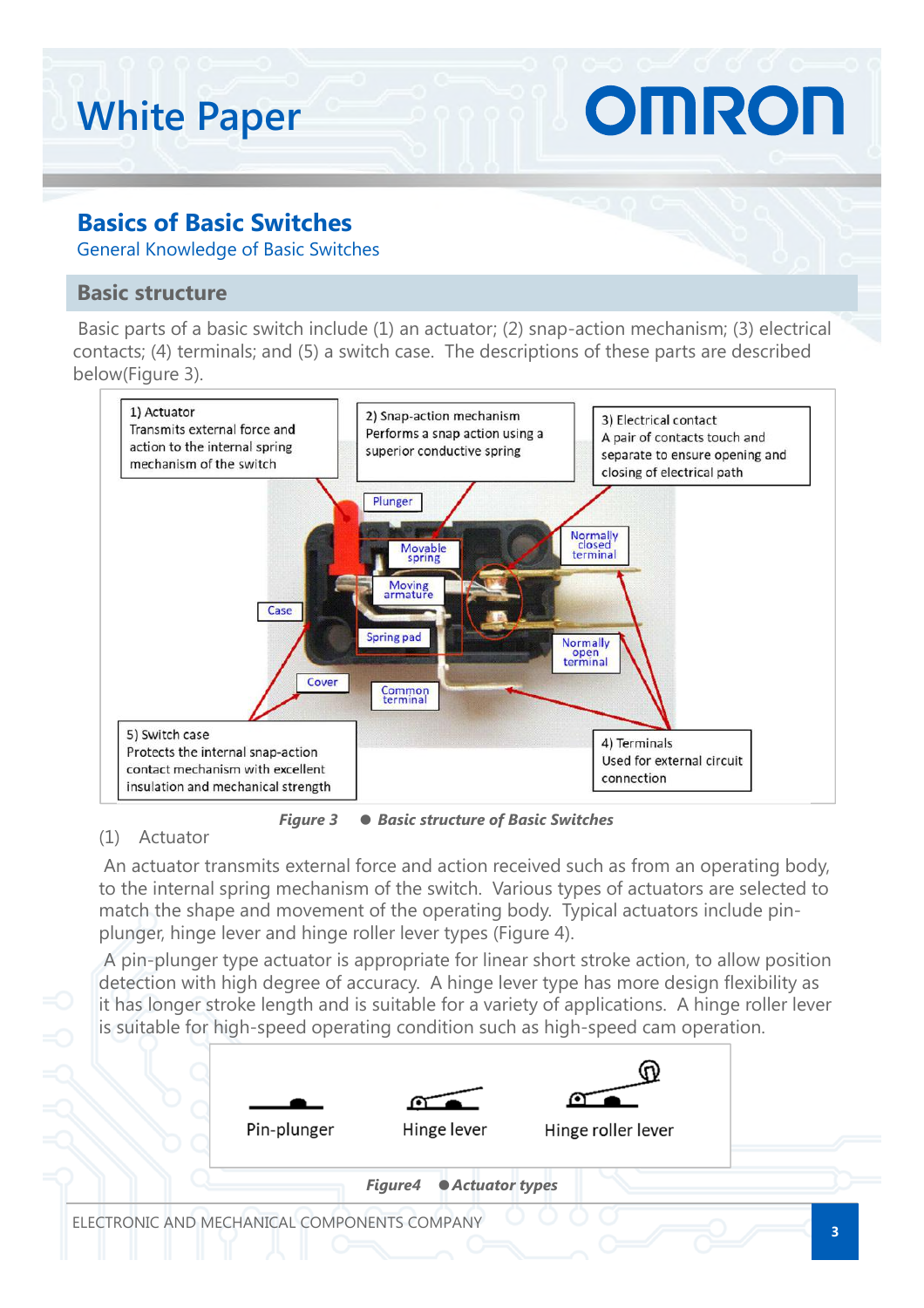# Basics of Basic Switches

General Knowledge of Basic Switches

## Basic structure

Basic parts of a basic switch include (1) an actuator; (2) snap-action mechanism; (3) electrical contacts; (4) terminals; and (5) a switch case. The descriptions of these parts are described below(Figure 3).

1) Actuator
Transmits external force and action to the internal spring mechanism of the switch

2) Snap-action mechanism
Performs a snap action using a superior conductive spring

3) Electrical contact
A pair of contacts touch and separate to ensure opening and closing of electrical path

Plunger

Movable spring

Moving armature

Normally closed terminal

Case

Spring pad

Normally open terminal

Cover

Common terminal

5) Switch case
Protects the internal snap-action contact mechanism with excellent insulation and mechanical strength

4) Terminals
Used for external circuit connection

*Figure 3 ● Basic structure of Basic Switches*

(1) Actuator

An actuator transmits external force and action received such as from an operating body, to the internal spring mechanism of the switch. Various types of actuators are selected to match the shape and movement of the operating body. Typical actuators include pin-plunger, hinge lever and hinge roller lever types (Figure 4).

A pin-plunger type actuator is appropriate for linear short stroke action, to allow position detection with high degree of accuracy. A hinge lever type has more design flexibility as it has longer stroke length and is suitable for a variety of applications. A hinge roller lever is suitable for high-speed operating condition such as high-speed cam operation.

Pin-plunger    Hinge lever    Hinge roller lever

*Figure4 ●Actuator types*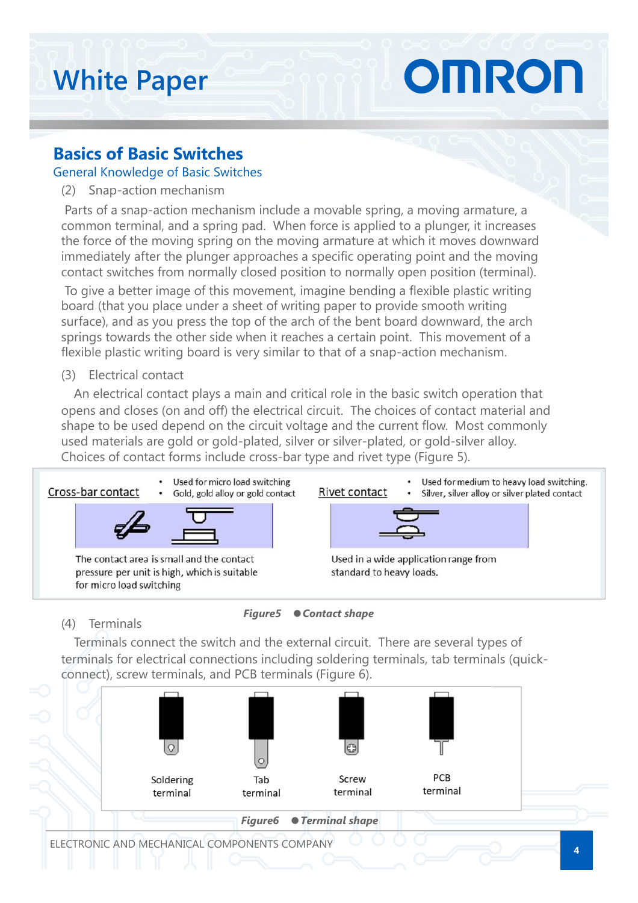## Basics of Basic Switches

General Knowledge of Basic Switches

(2) Snap-action mechanism

Parts of a snap-action mechanism include a movable spring, a moving armature, a common terminal, and a spring pad. When force is applied to a plunger, it increases the force of the moving spring on the moving armature at which it moves downward immediately after the plunger approaches a specific operating point and the moving contact switches from normally closed position to normally open position (terminal).

To give a better image of this movement, imagine bending a flexible plastic writing board (that you place under a sheet of writing paper to provide smooth writing surface), and as you press the top of the arch of the bent board downward, the arch springs towards the other side when it reaches a certain point. This movement of a flexible plastic writing board is very similar to that of a snap-action mechanism.

(3) Electrical contact

An electrical contact plays a main and critical role in the basic switch operation that opens and closes (on and off) the electrical circuit. The choices of contact material and shape to be used depend on the circuit voltage and the current flow. Most commonly used materials are gold or gold-plated, silver or silver-plated, or gold-silver alloy. Choices of contact forms include cross-bar type and rivet type (Figure 5).

Cross-bar contact
- Used for micro load switching
- Gold, gold alloy or gold contact

The contact area is small and the contact pressure per unit is high, which is suitable for micro load switching

Rivet contact
- Used for medium to heavy load switching.
- Silver, silver alloy or silver plated contact

Used in a wide application range from standard to heavy loads.

***Figure5 ●Contact shape***

(4) Terminals

Terminals connect the switch and the external circuit. There are several types of terminals for electrical connections including soldering terminals, tab terminals (quick-connect), screw terminals, and PCB terminals (Figure 6).

Soldering terminal | Tab terminal | Screw terminal | PCB terminal

***Figure6 ●Terminal shape***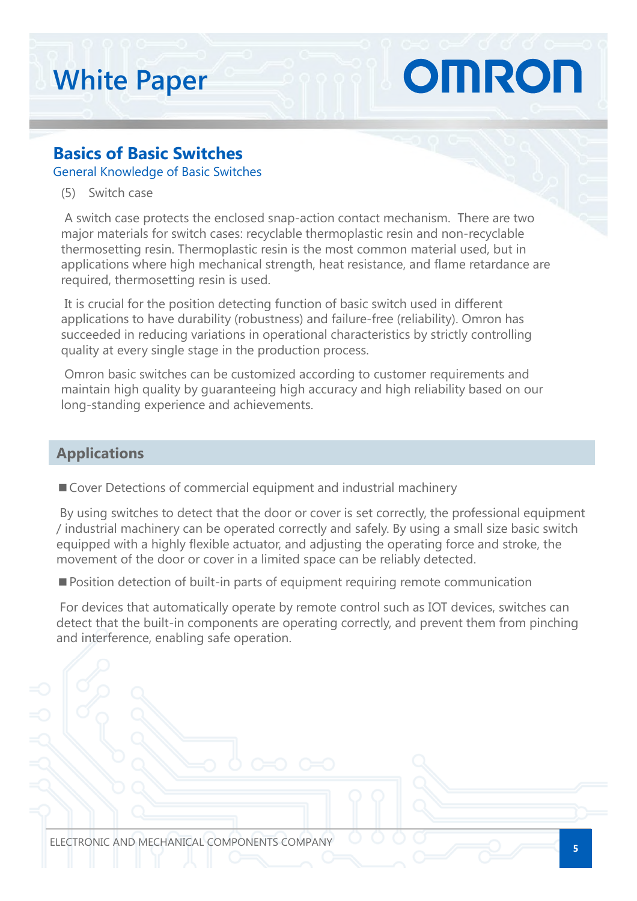## Basics of Basic Switches

### General Knowledge of Basic Switches

(5) Switch case

A switch case protects the enclosed snap-action contact mechanism. There are two major materials for switch cases: recyclable thermoplastic resin and non-recyclable thermosetting resin. Thermoplastic resin is the most common material used, but in applications where high mechanical strength, heat resistance, and flame retardance are required, thermosetting resin is used.

It is crucial for the position detecting function of basic switch used in different applications to have durability (robustness) and failure-free (reliability). Omron has succeeded in reducing variations in operational characteristics by strictly controlling quality at every single stage in the production process.

Omron basic switches can be customized according to customer requirements and maintain high quality by guaranteeing high accuracy and high reliability based on our long-standing experience and achievements.

## Applications

■ Cover Detections of commercial equipment and industrial machinery

By using switches to detect that the door or cover is set correctly, the professional equipment / industrial machinery can be operated correctly and safely. By using a small size basic switch equipped with a highly flexible actuator, and adjusting the operating force and stroke, the movement of the door or cover in a limited space can be reliably detected.

■ Position detection of built-in parts of equipment requiring remote communication

For devices that automatically operate by remote control such as IOT devices, switches can detect that the built-in components are operating correctly, and prevent them from pinching and interference, enabling safe operation.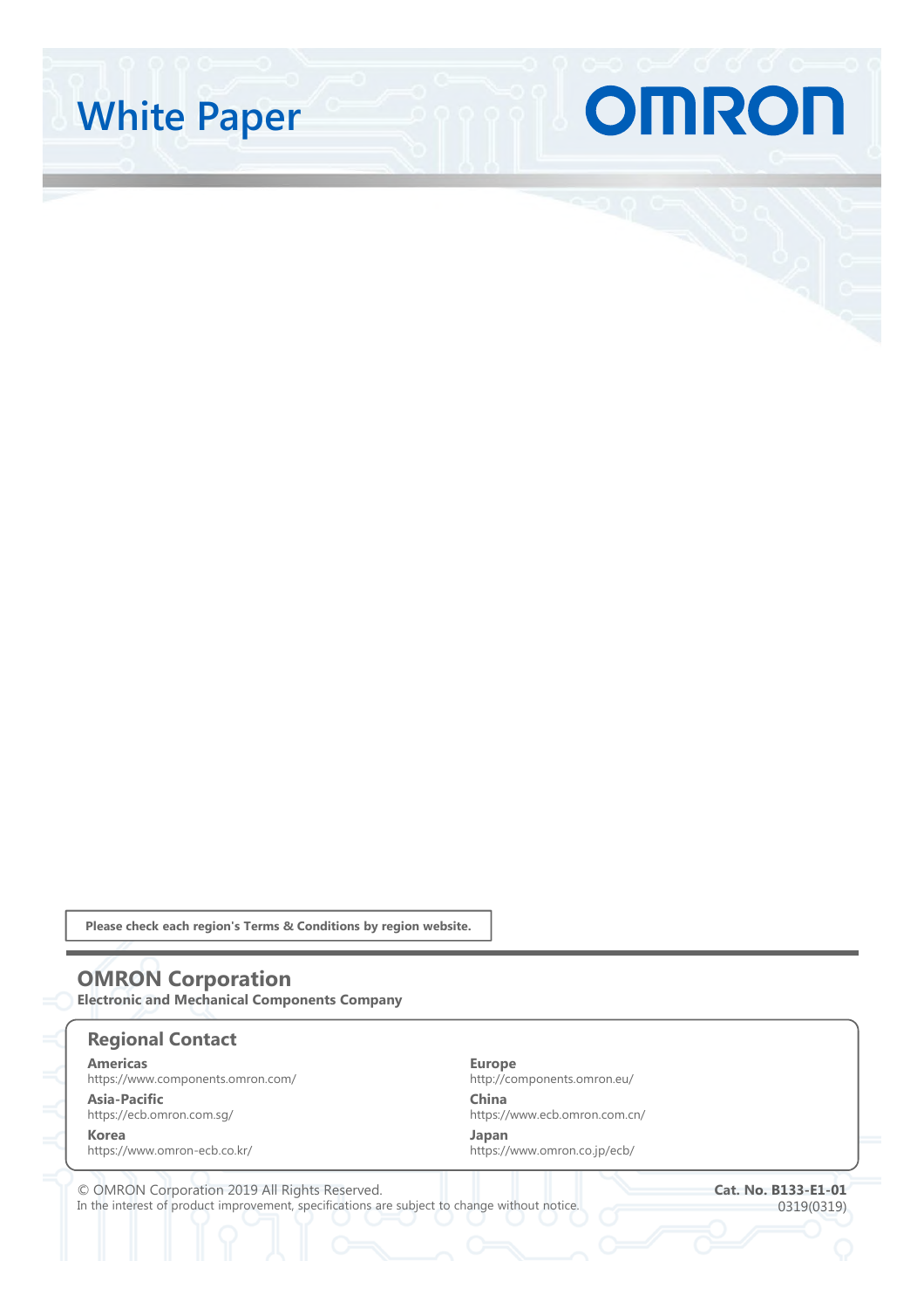# White Paper

OMRON

**Please check each region's Terms & Conditions by region website.**

## OMRON Corporation

**Electronic and Mechanical Components Company**

### Regional Contact

**Americas**
https://www.components.omron.com/

**Asia-Pacific**
https://ecb.omron.com.sg/

**Korea**
https://www.omron-ecb.co.kr/

**Europe**
http://components.omron.eu/

**China**
https://www.ecb.omron.com.cn/

**Japan**
https://www.omron.co.jp/ecb/

© OMRON Corporation 2019 All Rights Reserved.
In the interest of product improvement, specifications are subject to change without notice.

**Cat. No. B133-E1-01**
0319(0319)